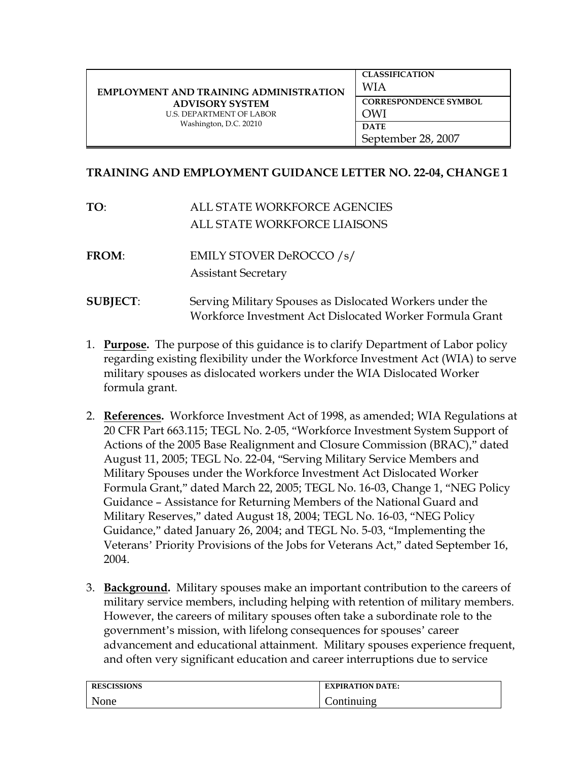| EMPLOYMENT AND TRAINING ADMINISTRATION ADVISORY SYSTEM U.S. DEPARTMENT OF LABOR Washington, D.C. 20210 | CLASSIFICATION WIA |
|---|---|
| | CORRESPONDENCE SYMBOL OWI |
| | DATE September 28, 2007 |

**TRAINING AND EMPLOYMENT GUIDANCE LETTER NO. 22-04, CHANGE 1**

**TO**: ALL STATE WORKFORCE AGENCIES
ALL STATE WORKFORCE LIAISONS

**FROM**: EMILY STOVER DeROCCO /s/
Assistant Secretary

**SUBJECT**: Serving Military Spouses as Dislocated Workers under the Workforce Investment Act Dislocated Worker Formula Grant

1. **Purpose.** The purpose of this guidance is to clarify Department of Labor policy regarding existing flexibility under the Workforce Investment Act (WIA) to serve military spouses as dislocated workers under the WIA Dislocated Worker formula grant.

2. **References.** Workforce Investment Act of 1998, as amended; WIA Regulations at 20 CFR Part 663.115; TEGL No. 2-05, "Workforce Investment System Support of Actions of the 2005 Base Realignment and Closure Commission (BRAC)," dated August 11, 2005; TEGL No. 22-04, "Serving Military Service Members and Military Spouses under the Workforce Investment Act Dislocated Worker Formula Grant," dated March 22, 2005; TEGL No. 16-03, Change 1, "NEG Policy Guidance – Assistance for Returning Members of the National Guard and Military Reserves," dated August 18, 2004; TEGL No. 16-03, "NEG Policy Guidance," dated January 26, 2004; and TEGL No. 5-03, "Implementing the Veterans' Priority Provisions of the Jobs for Veterans Act," dated September 16, 2004.

3. **Background.** Military spouses make an important contribution to the careers of military service members, including helping with retention of military members. However, the careers of military spouses often take a subordinate role to the government's mission, with lifelong consequences for spouses' career advancement and educational attainment. Military spouses experience frequent, and often very significant education and career interruptions due to service

| RESCISSIONS | EXPIRATION DATE: |
|---|---|
| None | Continuing |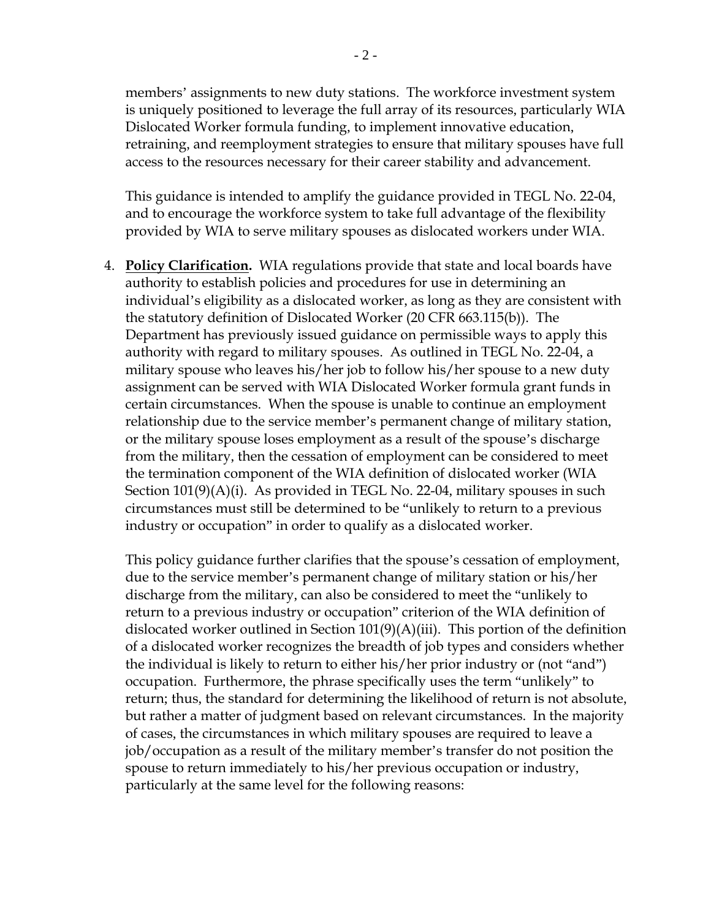members' assignments to new duty stations. The workforce investment system is uniquely positioned to leverage the full array of its resources, particularly WIA Dislocated Worker formula funding, to implement innovative education, retraining, and reemployment strategies to ensure that military spouses have full access to the resources necessary for their career stability and advancement.

This guidance is intended to amplify the guidance provided in TEGL No. 22-04, and to encourage the workforce system to take full advantage of the flexibility provided by WIA to serve military spouses as dislocated workers under WIA.

4. **Policy Clarification.** WIA regulations provide that state and local boards have authority to establish policies and procedures for use in determining an individual's eligibility as a dislocated worker, as long as they are consistent with the statutory definition of Dislocated Worker (20 CFR 663.115(b)). The Department has previously issued guidance on permissible ways to apply this authority with regard to military spouses. As outlined in TEGL No. 22-04, a military spouse who leaves his/her job to follow his/her spouse to a new duty assignment can be served with WIA Dislocated Worker formula grant funds in certain circumstances. When the spouse is unable to continue an employment relationship due to the service member's permanent change of military station, or the military spouse loses employment as a result of the spouse's discharge from the military, then the cessation of employment can be considered to meet the termination component of the WIA definition of dislocated worker (WIA Section 101(9)(A)(i). As provided in TEGL No. 22-04, military spouses in such circumstances must still be determined to be "unlikely to return to a previous industry or occupation" in order to qualify as a dislocated worker.

   This policy guidance further clarifies that the spouse's cessation of employment, due to the service member's permanent change of military station or his/her discharge from the military, can also be considered to meet the "unlikely to return to a previous industry or occupation" criterion of the WIA definition of dislocated worker outlined in Section 101(9)(A)(iii). This portion of the definition of a dislocated worker recognizes the breadth of job types and considers whether the individual is likely to return to either his/her prior industry or (not "and") occupation. Furthermore, the phrase specifically uses the term "unlikely" to return; thus, the standard for determining the likelihood of return is not absolute, but rather a matter of judgment based on relevant circumstances. In the majority of cases, the circumstances in which military spouses are required to leave a job/occupation as a result of the military member's transfer do not position the spouse to return immediately to his/her previous occupation or industry, particularly at the same level for the following reasons: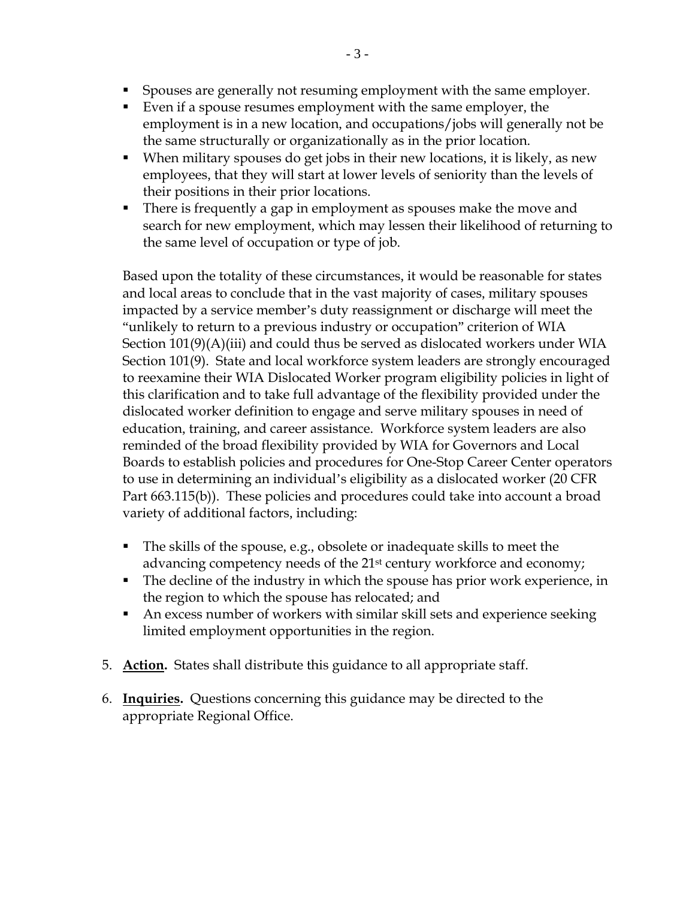- Spouses are generally not resuming employment with the same employer.
- Even if a spouse resumes employment with the same employer, the employment is in a new location, and occupations/jobs will generally not be the same structurally or organizationally as in the prior location.
- When military spouses do get jobs in their new locations, it is likely, as new employees, that they will start at lower levels of seniority than the levels of their positions in their prior locations.
- There is frequently a gap in employment as spouses make the move and search for new employment, which may lessen their likelihood of returning to the same level of occupation or type of job.

Based upon the totality of these circumstances, it would be reasonable for states and local areas to conclude that in the vast majority of cases, military spouses impacted by a service member's duty reassignment or discharge will meet the "unlikely to return to a previous industry or occupation" criterion of WIA Section 101(9)(A)(iii) and could thus be served as dislocated workers under WIA Section 101(9). State and local workforce system leaders are strongly encouraged to reexamine their WIA Dislocated Worker program eligibility policies in light of this clarification and to take full advantage of the flexibility provided under the dislocated worker definition to engage and serve military spouses in need of education, training, and career assistance. Workforce system leaders are also reminded of the broad flexibility provided by WIA for Governors and Local Boards to establish policies and procedures for One-Stop Career Center operators to use in determining an individual's eligibility as a dislocated worker (20 CFR Part 663.115(b)). These policies and procedures could take into account a broad variety of additional factors, including:

- The skills of the spouse, e.g., obsolete or inadequate skills to meet the advancing competency needs of the 21st century workforce and economy;
- The decline of the industry in which the spouse has prior work experience, in the region to which the spouse has relocated; and
- An excess number of workers with similar skill sets and experience seeking limited employment opportunities in the region.

5. **Action.** States shall distribute this guidance to all appropriate staff.

6. **Inquiries.** Questions concerning this guidance may be directed to the appropriate Regional Office.